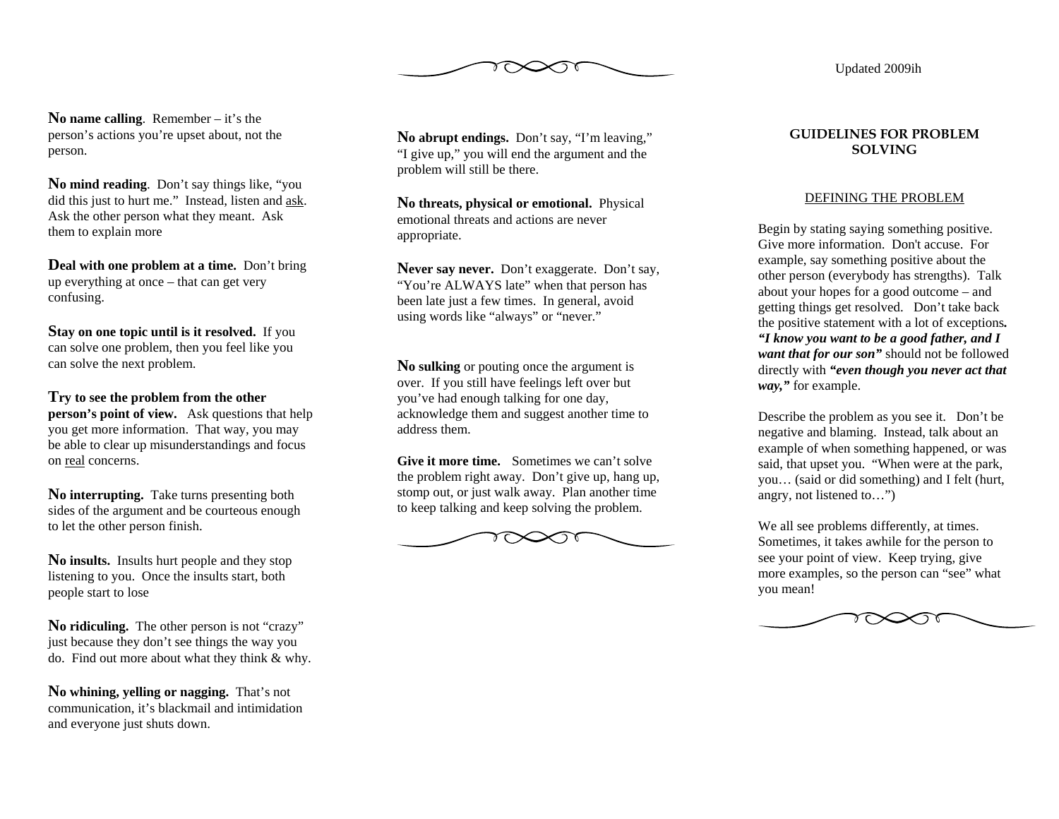Updated 2009ih

**No name calling**. Remember – it's the person's actions you're upset about, not the person.

**No mind reading**. Don't say things like, "you did this just to hurt me." Instead, listen and ask. Ask the other person what they meant. Ask them to explain more

**Deal with one problem at a time.** Don't bring up everything at once – that can get very confusing.

**Stay on one topic until is it resolved.** If you can solve one problem, then you feel like you can solve the next problem.

**Try to see the problem from the other person's point of view.** Ask questions that help you get more information. That way, you may be able to clear up misunderstandings and focus on real concerns.

**No interrupting.** Take turns presenting both sides of the argument and be courteous enough to let the other person finish.

**No insults.** Insults hurt people and they stop listening to you. Once the insults start, both people start to lose

**No ridiculing.** The other person is not "crazy" just because they don't see things the way you do. Find out more about what they think & why.

**No whining, yelling or nagging.** That's not communication, it's blackmail and intimidation and everyone just shuts down.

**No abrupt endings.** Don't say, "I'm leaving," "I give up," you will end the argument and the problem will still be there.

**No threats, physical or emotional.** Physical emotional threats and actions are never appropriate.

**Never say never.** Don't exaggerate. Don't say, "You're ALWAYS late" when that person has been late just a few times. In general, avoid using words like "always" or "never."

**No sulking** or pouting once the argument is over. If you still have feelings left over but you've had enough talking for one day, acknowledge them and suggest another time to address them.

**Give it more time.** Sometimes we can't solve the problem right away. Don't give up, hang up, stomp out, or just walk away. Plan another time to keep talking and keep solving the problem.

## GUIDELINES FOR PROBLEM SOLVING

### DEFINING THE PROBLEM

Begin by stating saying something positive. Give more information. Don't accuse. For example, say something positive about the other person (everybody has strengths). Talk about your hopes for a good outcome – and getting things get resolved. Don't take back the positive statement with a lot of exceptions. ***"I know you want to be a good father, and I want that for our son"*** should not be followed directly with ***"even though you never act that way,"*** for example.

Describe the problem as you see it. Don't be negative and blaming. Instead, talk about an example of when something happened, or was said, that upset you. "When were at the park, you… (said or did something) and I felt (hurt, angry, not listened to…")

We all see problems differently, at times. Sometimes, it takes awhile for the person to see your point of view. Keep trying, give more examples, so the person can "see" what you mean!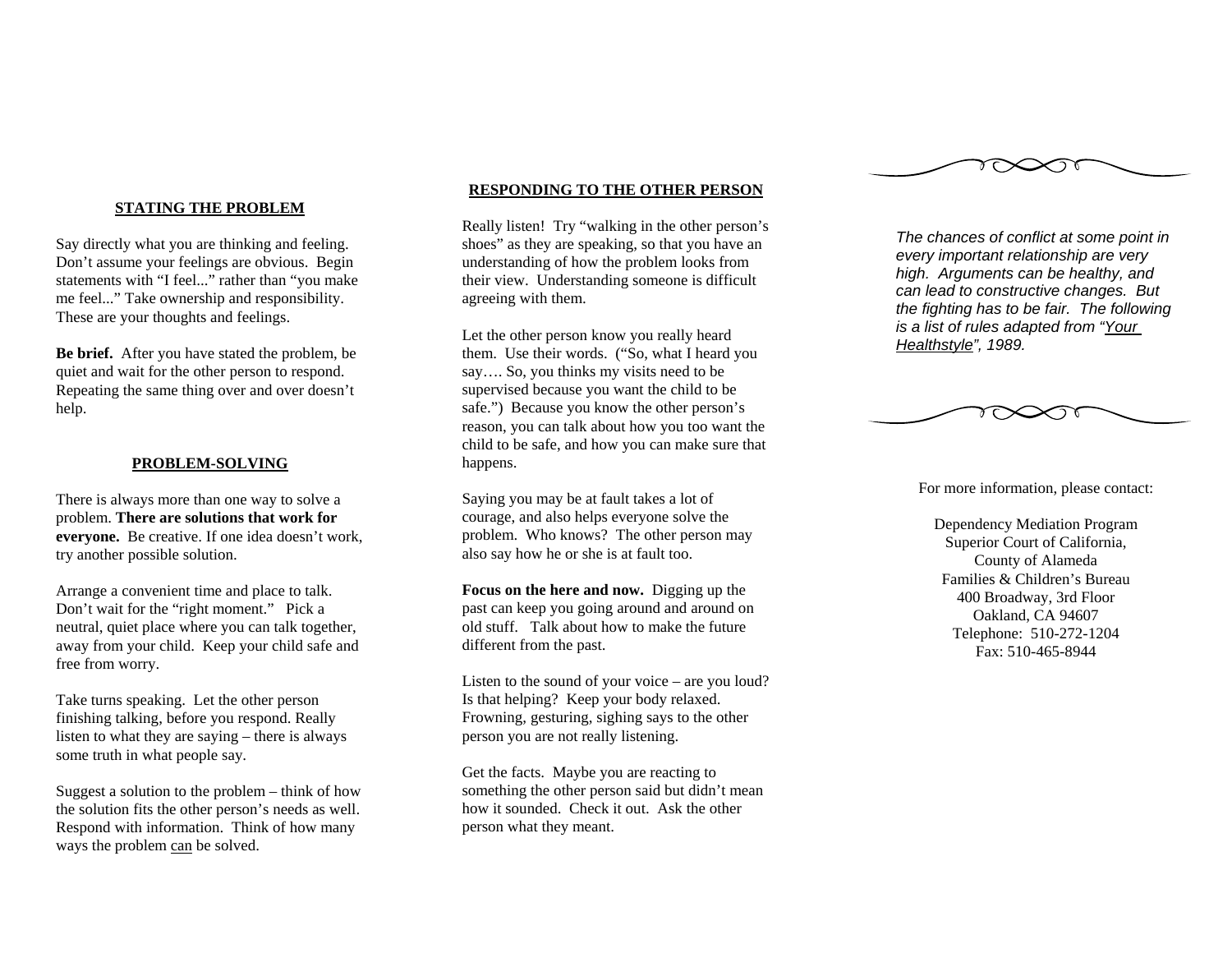## STATING THE PROBLEM

Say directly what you are thinking and feeling. Don't assume your feelings are obvious. Begin statements with "I feel..." rather than "you make me feel..." Take ownership and responsibility. These are your thoughts and feelings.

**Be brief.** After you have stated the problem, be quiet and wait for the other person to respond. Repeating the same thing over and over doesn't help.

## PROBLEM-SOLVING

There is always more than one way to solve a problem. **There are solutions that work for everyone.** Be creative. If one idea doesn't work, try another possible solution.

Arrange a convenient time and place to talk. Don't wait for the "right moment." Pick a neutral, quiet place where you can talk together, away from your child. Keep your child safe and free from worry.

Take turns speaking. Let the other person finishing talking, before you respond. Really listen to what they are saying – there is always some truth in what people say.

Suggest a solution to the problem – think of how the solution fits the other person's needs as well. Respond with information. Think of how many ways the problem can be solved.

## RESPONDING TO THE OTHER PERSON

Really listen! Try "walking in the other person's shoes" as they are speaking, so that you have an understanding of how the problem looks from their view. Understanding someone is difficult agreeing with them.

Let the other person know you really heard them. Use their words. ("So, what I heard you say…. So, you thinks my visits need to be supervised because you want the child to be safe.") Because you know the other person's reason, you can talk about how you too want the child to be safe, and how you can make sure that happens.

Saying you may be at fault takes a lot of courage, and also helps everyone solve the problem. Who knows? The other person may also say how he or she is at fault too.

**Focus on the here and now.** Digging up the past can keep you going around and around on old stuff. Talk about how to make the future different from the past.

Listen to the sound of your voice – are you loud? Is that helping? Keep your body relaxed. Frowning, gesturing, sighing says to the other person you are not really listening.

Get the facts. Maybe you are reacting to something the other person said but didn't mean how it sounded. Check it out. Ask the other person what they meant.

*The chances of conflict at some point in every important relationship are very high. Arguments can be healthy, and can lead to constructive changes. But the fighting has to be fair. The following is a list of rules adapted from "Your Healthstyle", 1989.*

For more information, please contact:

Dependency Mediation Program
Superior Court of California,
County of Alameda
Families & Children's Bureau
400 Broadway, 3rd Floor
Oakland, CA 94607
Telephone: 510-272-1204
Fax: 510-465-8944